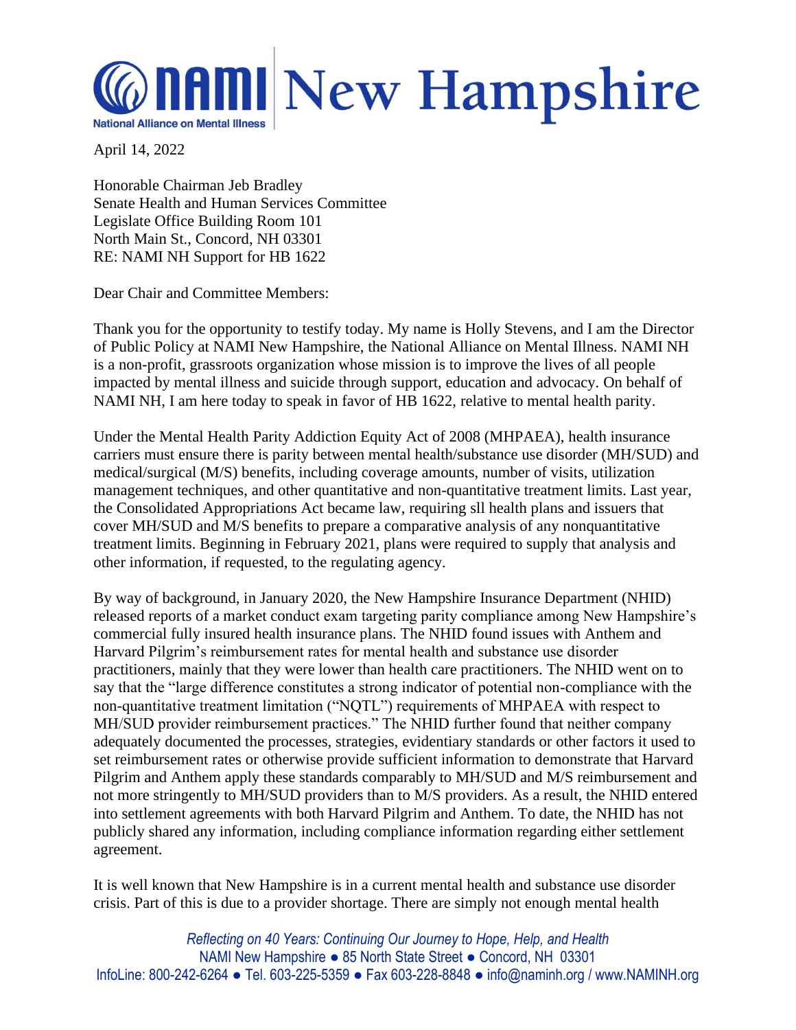# NAMI New Hampshire

National Alliance on Mental Illness

April 14, 2022

Honorable Chairman Jeb Bradley
Senate Health and Human Services Committee
Legislate Office Building Room 101
North Main St., Concord, NH 03301
RE: NAMI NH Support for HB 1622

Dear Chair and Committee Members:

Thank you for the opportunity to testify today. My name is Holly Stevens, and I am the Director of Public Policy at NAMI New Hampshire, the National Alliance on Mental Illness. NAMI NH is a non-profit, grassroots organization whose mission is to improve the lives of all people impacted by mental illness and suicide through support, education and advocacy. On behalf of NAMI NH, I am here today to speak in favor of HB 1622, relative to mental health parity.

Under the Mental Health Parity Addiction Equity Act of 2008 (MHPAEA), health insurance carriers must ensure there is parity between mental health/substance use disorder (MH/SUD) and medical/surgical (M/S) benefits, including coverage amounts, number of visits, utilization management techniques, and other quantitative and non-quantitative treatment limits. Last year, the Consolidated Appropriations Act became law, requiring sll health plans and issuers that cover MH/SUD and M/S benefits to prepare a comparative analysis of any nonquantitative treatment limits. Beginning in February 2021, plans were required to supply that analysis and other information, if requested, to the regulating agency.

By way of background, in January 2020, the New Hampshire Insurance Department (NHID) released reports of a market conduct exam targeting parity compliance among New Hampshire's commercial fully insured health insurance plans. The NHID found issues with Anthem and Harvard Pilgrim's reimbursement rates for mental health and substance use disorder practitioners, mainly that they were lower than health care practitioners. The NHID went on to say that the "large difference constitutes a strong indicator of potential non-compliance with the non-quantitative treatment limitation ("NQTL") requirements of MHPAEA with respect to MH/SUD provider reimbursement practices." The NHID further found that neither company adequately documented the processes, strategies, evidentiary standards or other factors it used to set reimbursement rates or otherwise provide sufficient information to demonstrate that Harvard Pilgrim and Anthem apply these standards comparably to MH/SUD and M/S reimbursement and not more stringently to MH/SUD providers than to M/S providers. As a result, the NHID entered into settlement agreements with both Harvard Pilgrim and Anthem. To date, the NHID has not publicly shared any information, including compliance information regarding either settlement agreement.

It is well known that New Hampshire is in a current mental health and substance use disorder crisis. Part of this is due to a provider shortage. There are simply not enough mental health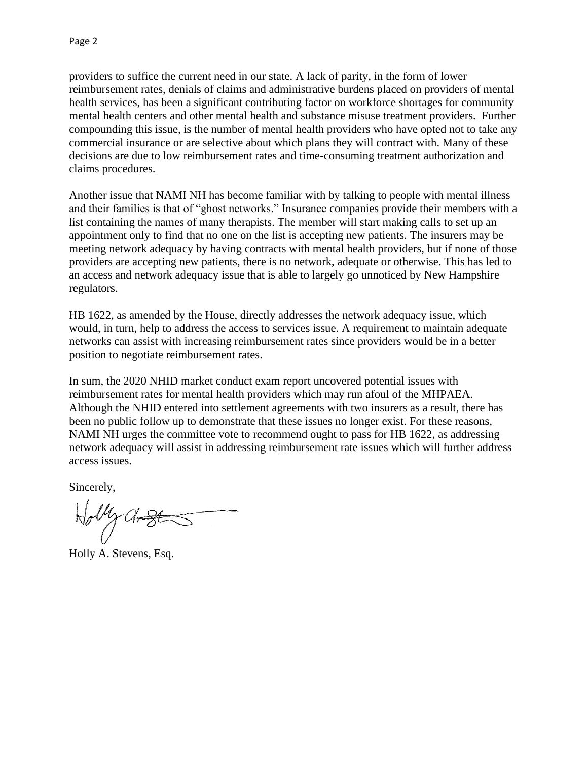providers to suffice the current need in our state. A lack of parity, in the form of lower reimbursement rates, denials of claims and administrative burdens placed on providers of mental health services, has been a significant contributing factor on workforce shortages for community mental health centers and other mental health and substance misuse treatment providers. Further compounding this issue, is the number of mental health providers who have opted not to take any commercial insurance or are selective about which plans they will contract with. Many of these decisions are due to low reimbursement rates and time-consuming treatment authorization and claims procedures.

Another issue that NAMI NH has become familiar with by talking to people with mental illness and their families is that of "ghost networks." Insurance companies provide their members with a list containing the names of many therapists. The member will start making calls to set up an appointment only to find that no one on the list is accepting new patients. The insurers may be meeting network adequacy by having contracts with mental health providers, but if none of those providers are accepting new patients, there is no network, adequate or otherwise. This has led to an access and network adequacy issue that is able to largely go unnoticed by New Hampshire regulators.

HB 1622, as amended by the House, directly addresses the network adequacy issue, which would, in turn, help to address the access to services issue. A requirement to maintain adequate networks can assist with increasing reimbursement rates since providers would be in a better position to negotiate reimbursement rates.

In sum, the 2020 NHID market conduct exam report uncovered potential issues with reimbursement rates for mental health providers which may run afoul of the MHPAEA. Although the NHID entered into settlement agreements with two insurers as a result, there has been no public follow up to demonstrate that these issues no longer exist. For these reasons, NAMI NH urges the committee vote to recommend ought to pass for HB 1622, as addressing network adequacy will assist in addressing reimbursement rate issues which will further address access issues.

Sincerely,

Holly A. Stevens, Esq.